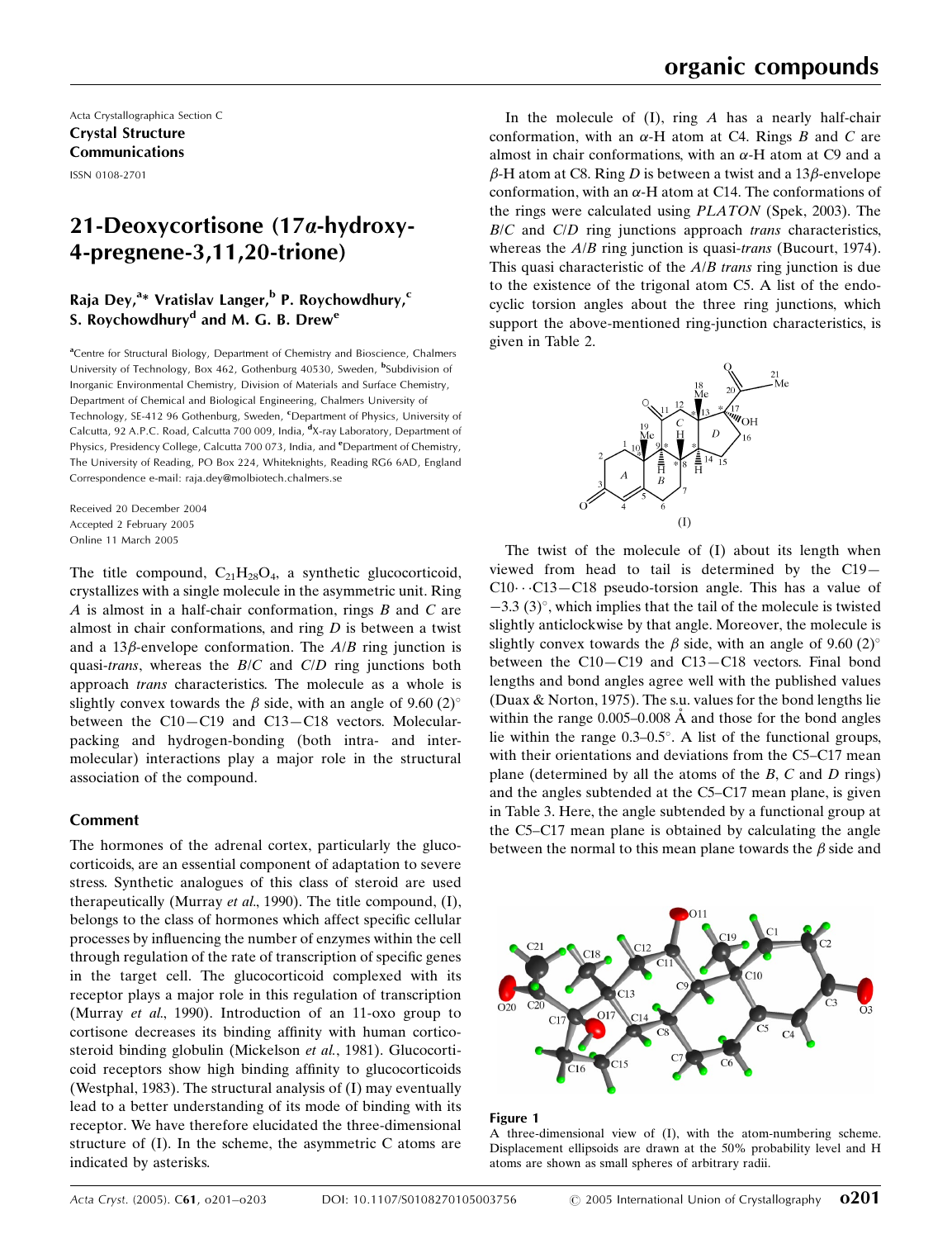Acta Crystallographica Section C
**Crystal Structure Communications**
ISSN 0108-2701

# 21-Deoxycortisone (17α-hydroxy-4-pregnene-3,11,20-trione)

**Raja Dey,[a]* Vratislav Langer,[b] P. Roychowdhury,[c] S. Roychowdhury[d] and M. G. B. Drew[e]**

[a]Centre for Structural Biology, Department of Chemistry and Bioscience, Chalmers University of Technology, Box 462, Gothenburg 40530, Sweden, [b]Subdivision of Inorganic Environmental Chemistry, Division of Materials and Surface Chemistry, Department of Chemical and Biological Engineering, Chalmers University of Technology, SE-412 96 Gothenburg, Sweden, [c]Department of Physics, University of Calcutta, 92 A.P.C. Road, Calcutta 700 009, India, [d]X-ray Laboratory, Department of Physics, Presidency College, Calcutta 700 073, India, and [e]Department of Chemistry, The University of Reading, PO Box 224, Whiteknights, Reading RG6 6AD, England
Correspondence e-mail: raja.dey@molbiotech.chalmers.se

Received 20 December 2004
Accepted 2 February 2005
Online 11 March 2005

The title compound, $C_{21}H_{28}O_4$, a synthetic glucocorticoid, crystallizes with a single molecule in the asymmetric unit. Ring *A* is almost in a half-chair conformation, rings *B* and *C* are almost in chair conformations, and ring *D* is between a twist and a 13β-envelope conformation. The *A*/*B* ring junction is quasi-*trans*, whereas the *B*/*C* and *C*/*D* ring junctions both approach *trans* characteristics. The molecule as a whole is slightly convex towards the β side, with an angle of 9.60 (2)° between the C10—C19 and C13—C18 vectors. Molecular-packing and hydrogen-bonding (both intra- and intermolecular) interactions play a major role in the structural association of the compound.

## Comment

The hormones of the adrenal cortex, particularly the glucocorticoids, are an essential component of adaptation to severe stress. Synthetic analogues of this class of steroid are used therapeutically (Murray *et al.*, 1990). The title compound, (I), belongs to the class of hormones which affect specific cellular processes by influencing the number of enzymes within the cell through regulation of the rate of transcription of specific genes in the target cell. The glucocorticoid complexed with its receptor plays a major role in this regulation of transcription (Murray *et al.*, 1990). Introduction of an 11-oxo group to cortisone decreases its binding affinity with human corticosteroid binding globulin (Mickelson *et al.*, 1981). Glucocorticoid receptors show high binding affinity to glucocorticoids (Westphal, 1983). The structural analysis of (I) may eventually lead to a better understanding of its mode of binding with its receptor. We have therefore elucidated the three-dimensional structure of (I). In the scheme, the asymmetric C atoms are indicated by asterisks.

In the molecule of (I), ring *A* has a nearly half-chair conformation, with an α-H atom at C4. Rings *B* and *C* are almost in chair conformations, with an α-H atom at C9 and a β-H atom at C8. Ring *D* is between a twist and a 13β-envelope conformation, with an α-H atom at C14. The conformations of the rings were calculated using *PLATON* (Spek, 2003). The *B*/*C* and *C*/*D* ring junctions approach *trans* characteristics, whereas the *A*/*B* ring junction is quasi-*trans* (Bucourt, 1974). This quasi characteristic of the *A*/*B* *trans* ring junction is due to the existence of the trigonal atom C5. A list of the endocyclic torsion angles about the three ring junctions, which support the above-mentioned ring-junction characteristics, is given in Table 2.

(I)

The twist of the molecule of (I) about its length when viewed from head to tail is determined by the C19—C10···C13—C18 pseudo-torsion angle. This has a value of −3.3 (3)°, which implies that the tail of the molecule is twisted slightly anticlockwise by that angle. Moreover, the molecule is slightly convex towards the β side, with an angle of 9.60 (2)° between the C10—C19 and C13—C18 vectors. Final bond lengths and bond angles agree well with the published values (Duax & Norton, 1975). The s.u. values for the bond lengths lie within the range 0.005–0.008 Å and those for the bond angles lie within the range 0.3–0.5°. A list of the functional groups, with their orientations and deviations from the C5–C17 mean plane (determined by all the atoms of the *B*, *C* and *D* rings) and the angles subtended at the C5–C17 mean plane, is given in Table 3. Here, the angle subtended by a functional group at the C5–C17 mean plane is obtained by calculating the angle between the normal to this mean plane towards the β side and

**Figure 1**
A three-dimensional view of (I), with the atom-numbering scheme. Displacement ellipsoids are drawn at the 50% probability level and H atoms are shown as small spheres of arbitrary radii.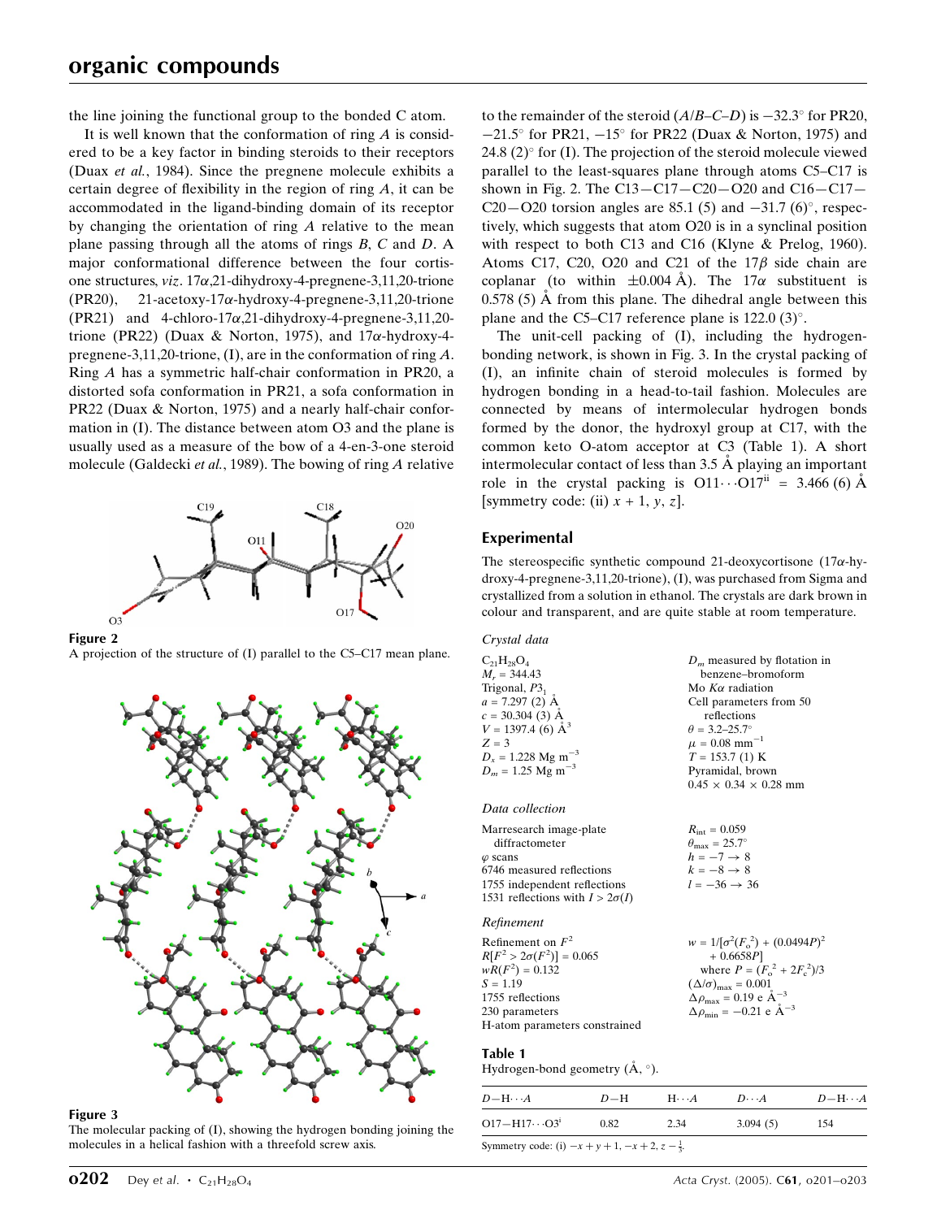the line joining the functional group to the bonded C atom.

It is well known that the conformation of ring *A* is considered to be a key factor in binding steroids to their receptors (Duax *et al.*, 1984). Since the pregnene molecule exhibits a certain degree of flexibility in the region of ring *A*, it can be accommodated in the ligand-binding domain of its receptor by changing the orientation of ring *A* relative to the mean plane passing through all the atoms of rings *B*, *C* and *D*. A major conformational difference between the four cortisone structures, *viz*. 17α,21-dihydroxy-4-pregnene-3,11,20-trione (PR20), 21-acetoxy-17α-hydroxy-4-pregnene-3,11,20-trione (PR21) and 4-chloro-17α,21-dihydroxy-4-pregnene-3,11,20-trione (PR22) (Duax & Norton, 1975), and 17α-hydroxy-4-pregnene-3,11,20-trione, (I), are in the conformation of ring *A*. Ring *A* has a symmetric half-chair conformation in PR20, a distorted sofa conformation in PR21, a sofa conformation in PR22 (Duax & Norton, 1975) and a nearly half-chair conformation in (I). The distance between atom O3 and the plane is usually used as a measure of the bow of a 4-en-3-one steroid molecule (Galdecki *et al.*, 1989). The bowing of ring *A* relative to the remainder of the steroid (*A*/*B*–*C*–*D*) is −32.3° for PR20, −21.5° for PR21, −15° for PR22 (Duax & Norton, 1975) and 24.8 (2)° for (I). The projection of the steroid molecule viewed parallel to the least-squares plane through atoms C5–C17 is shown in Fig. 2. The C13—C17—C20—O20 and C16—C17—C20—O20 torsion angles are 85.1 (5) and −31.7 (6)°, respectively, which suggests that atom O20 is in a synclinal position with respect to both C13 and C16 (Klyne & Prelog, 1960). Atoms C17, C20, O20 and C21 of the 17β side chain are coplanar (to within ±0.004 Å). The 17α substituent is 0.578 (5) Å from this plane. The dihedral angle between this plane and the C5–C17 reference plane is 122.0 (3)°.

The unit-cell packing of (I), including the hydrogen-bonding network, is shown in Fig. 3. In the crystal packing of (I), an infinite chain of steroid molecules is formed by hydrogen bonding in a head-to-tail fashion. Molecules are connected by means of intermolecular hydrogen bonds formed by the donor, the hydroxyl group at C17, with the common keto O-atom acceptor at C3 (Table 1). A short intermolecular contact of less than 3.5 Å playing an important role in the crystal packing is O11⋯O17[ii] = 3.466 (6) Å [symmetry code: (ii) $x + 1$, $y$, $z$].

**Figure 2**
A projection of the structure of (I) parallel to the C5–C17 mean plane.

**Figure 3**
The molecular packing of (I), showing the hydrogen bonding joining the molecules in a helical fashion with a threefold screw axis.

## Experimental

The stereospecific synthetic compound 21-deoxycortisone (17α-hydroxy-4-pregnene-3,11,20-trione), (I), was purchased from Sigma and crystallized from a solution in ethanol. The crystals are dark brown in colour and transparent, and are quite stable at room temperature.

*Crystal data*

$C_{21}H_{28}O_4$
$M_r = 344.43$
Trigonal, $P3_1$
$a = 7.297$ (2) Å
$c = 30.304$ (3) Å
$V = 1397.4$ (6) Å$^3$
$Z = 3$
$D_x = 1.228$ Mg m$^{-3}$
$D_m = 1.25$ Mg m$^{-3}$
$D_m$ measured by flotation in benzene–bromoform
Mo $K\alpha$ radiation
Cell parameters from 50 reflections
$\theta = 3.2$–25.7°
$\mu = 0.08$ mm$^{-1}$
$T = 153.7$ (1) K
Pyramidal, brown
0.45 × 0.34 × 0.28 mm

*Data collection*

Marresearch image-plate diffractometer
φ scans
6746 measured reflections
1755 independent reflections
1531 reflections with $I > 2\sigma(I)$
$R_{int} = 0.059$
$\theta_{max} = 25.7°$
$h = -7 \to 8$
$k = -8 \to 8$
$l = -36 \to 36$

*Refinement*

Refinement on $F^2$
$R[F^2 > 2\sigma(F^2)] = 0.065$
$wR(F^2) = 0.132$
$S = 1.19$
1755 reflections
230 parameters
H-atom parameters constrained
$w = 1/[\sigma^2(F_o^2) + (0.0494P)^2 + 0.6658P]$ where $P = (F_o^2 + 2F_c^2)/3$
$(\Delta/\sigma)_{max} = 0.001$
$\Delta\rho_{max} = 0.19$ e Å$^{-3}$
$\Delta\rho_{min} = -0.21$ e Å$^{-3}$

**Table 1**
Hydrogen-bond geometry (Å, °).

| $D$—H⋯$A$ | $D$—H | H⋯$A$ | $D$⋯$A$ | $D$—H⋯$A$ |
|---|---|---|---|---|
| O17—H17⋯O3[i] | 0.82 | 2.34 | 3.094 (5) | 154 |

Symmetry code: (i) $-x + y + 1, -x + 2, z - \frac{1}{3}$.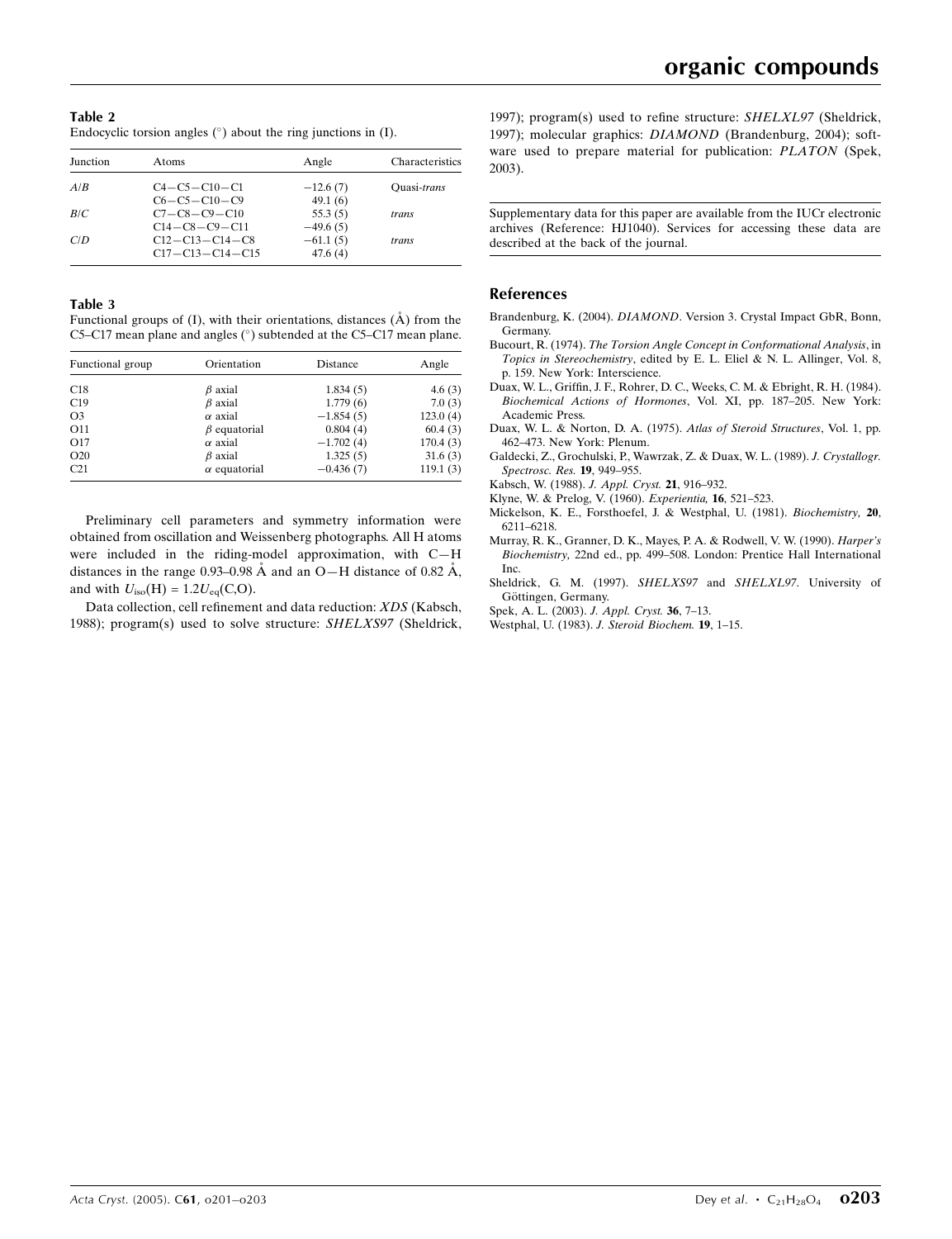**Table 2**
Endocyclic torsion angles (°) about the ring junctions in (I).

| Junction | Atoms | Angle | Characteristics |
| --- | --- | --- | --- |
| *A*/*B* | C4—C5—C10—C1 | −12.6 (7) | Quasi-*trans* |
| | C6—C5—C10—C9 | 49.1 (6) | |
| *B*/*C* | C7—C8—C9—C10 | 55.3 (5) | *trans* |
| | C14—C8—C9—C11 | −49.6 (5) | |
| *C*/*D* | C12—C13—C14—C8 | −61.1 (5) | *trans* |
| | C17—C13—C14—C15 | 47.6 (4) | |

**Table 3**
Functional groups of (I), with their orientations, distances (Å) from the C5–C17 mean plane and angles (°) subtended at the C5–C17 mean plane.

| Functional group | Orientation | Distance | Angle |
| --- | --- | --- | --- |
| C18 | $\beta$ axial | 1.834 (5) | 4.6 (3) |
| C19 | $\beta$ axial | 1.779 (6) | 7.0 (3) |
| O3 | $\alpha$ axial | −1.854 (5) | 123.0 (4) |
| O11 | $\beta$ equatorial | 0.804 (4) | 60.4 (3) |
| O17 | $\alpha$ axial | −1.702 (4) | 170.4 (3) |
| O20 | $\beta$ axial | 1.325 (5) | 31.6 (3) |
| C21 | $\alpha$ equatorial | −0.436 (7) | 119.1 (3) |

Preliminary cell parameters and symmetry information were obtained from oscillation and Weissenberg photographs. All H atoms were included in the riding-model approximation, with C—H distances in the range 0.93–0.98 Å and an O—H distance of 0.82 Å, and with $U_{iso}(H) = 1.2U_{eq}(C,O)$.

Data collection, cell refinement and data reduction: *XDS* (Kabsch, 1988); program(s) used to solve structure: *SHELXS97* (Sheldrick, 1997); program(s) used to refine structure: *SHELXL97* (Sheldrick, 1997); molecular graphics: *DIAMOND* (Brandenburg, 2004); software used to prepare material for publication: *PLATON* (Spek, 2003).

Supplementary data for this paper are available from the IUCr electronic archives (Reference: HJ1040). Services for accessing these data are described at the back of the journal.

## References

Brandenburg, K. (2004). *DIAMOND*. Version 3. Crystal Impact GbR, Bonn, Germany.

Bucourt, R. (1974). *The Torsion Angle Concept in Conformational Analysis*, in *Topics in Stereochemistry*, edited by E. L. Eliel & N. L. Allinger, Vol. 8, p. 159. New York: Interscience.

Duax, W. L., Griffin, J. F., Rohrer, D. C., Weeks, C. M. & Ebright, R. H. (1984). *Biochemical Actions of Hormones*, Vol. XI, pp. 187–205. New York: Academic Press.

Duax, W. L. & Norton, D. A. (1975). *Atlas of Steroid Structures*, Vol. 1, pp. 462–473. New York: Plenum.

Galdecki, Z., Grochulski, P., Wawrzak, Z. & Duax, W. L. (1989). *J. Crystallogr. Spectrosc. Res.* **19**, 949–955.

Kabsch, W. (1988). *J. Appl. Cryst.* **21**, 916–932.

Klyne, W. & Prelog, V. (1960). *Experientia*, **16**, 521–523.

Mickelson, K. E., Forsthoefel, J. & Westphal, U. (1981). *Biochemistry*, **20**, 6211–6218.

Murray, R. K., Granner, D. K., Mayes, P. A. & Rodwell, V. W. (1990). *Harper's Biochemistry*, 22nd ed., pp. 499–508. London: Prentice Hall International Inc.

Sheldrick, G. M. (1997). *SHELXS97* and *SHELXL97*. University of Göttingen, Germany.

Spek, A. L. (2003). *J. Appl. Cryst.* **36**, 7–13.

Westphal, U. (1983). *J. Steroid Biochem.* **19**, 1–15.